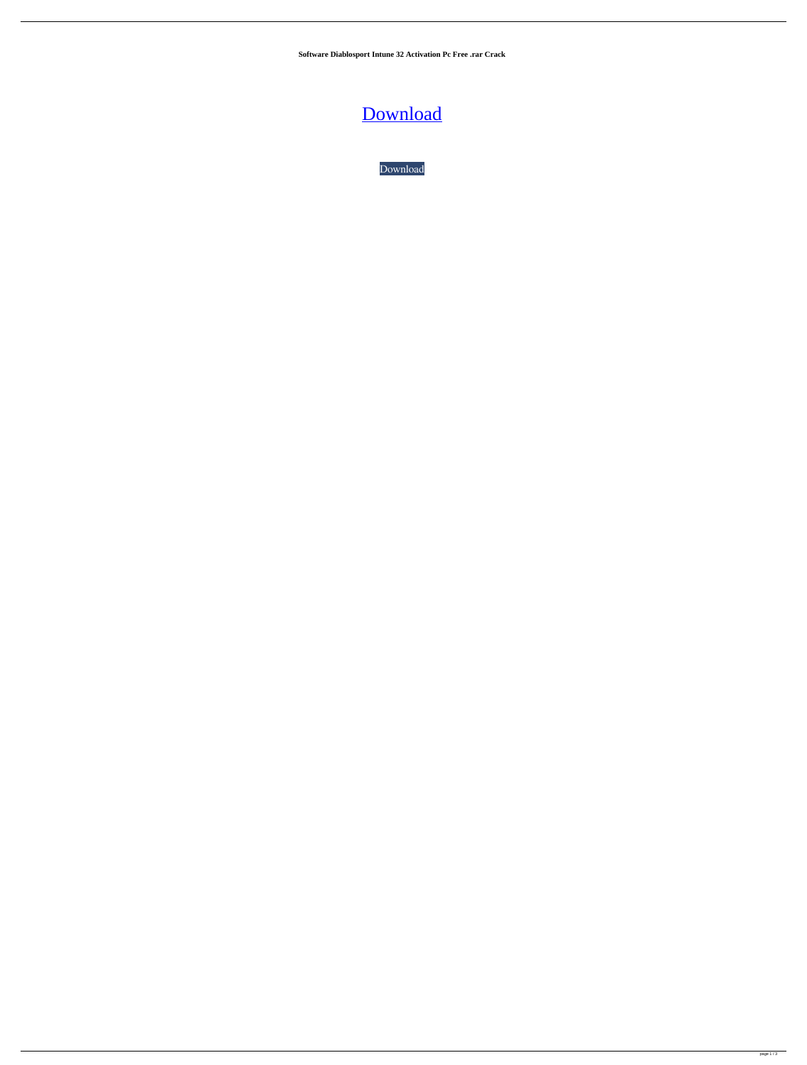**Software Diablosport Intune 32 Activation Pc Free .rar Crack**

Download

Download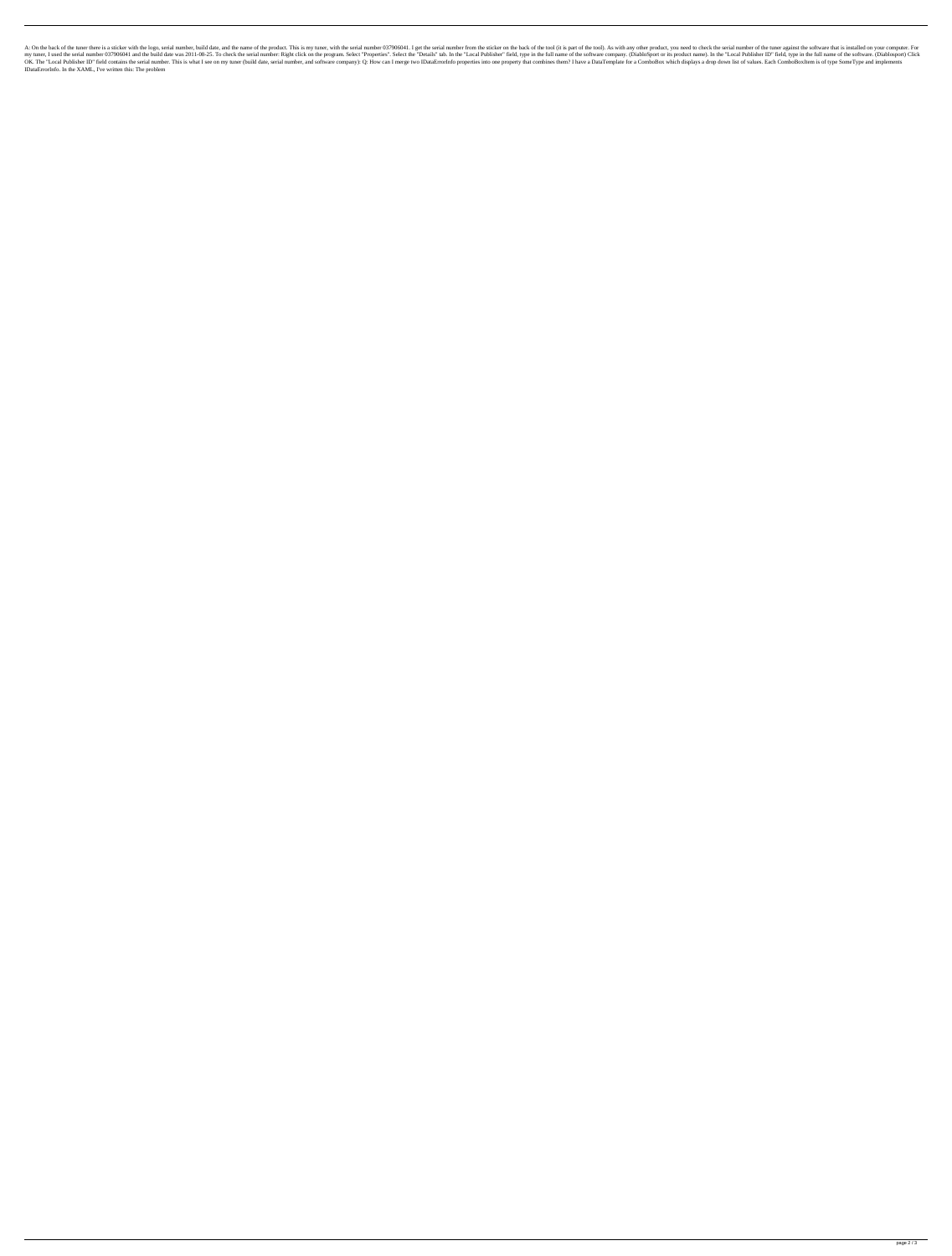A: On the back of the tuner there is a sticker with the logo, serial number, build date, and the name of the product. This is my tuner, with the serial number 037906041. I get the serial number from the sticker on the back of the tool (it is part of the tool). As with any other product, you need to check the serial number of the tuner against the software that is installed on your computer. For my tuner, I used the serial number 037906041 and the build date was 2011-08-25. To check the serial number: Right click on the program. Select "Properties". Select the "Details" tab. In the "Local Publisher" field, type in the full name of the software company. (DiabloSport or its product name). In the "Local Publisher ID" field, type in the full name of the software. (Diablosport) Click OK. The "Local Publisher ID" field contains the serial number. This is what I see on my tuner (build date, serial number, and software company): Q: How can I merge two IDataErrorInfo properties into one property that combines them? I have a DataTemplate for a ComboBox which displays a drop down list of values. Each ComboBoxItem is of type SomeType and implements IDataErrorInfo. In the XAML, I've written this: The problem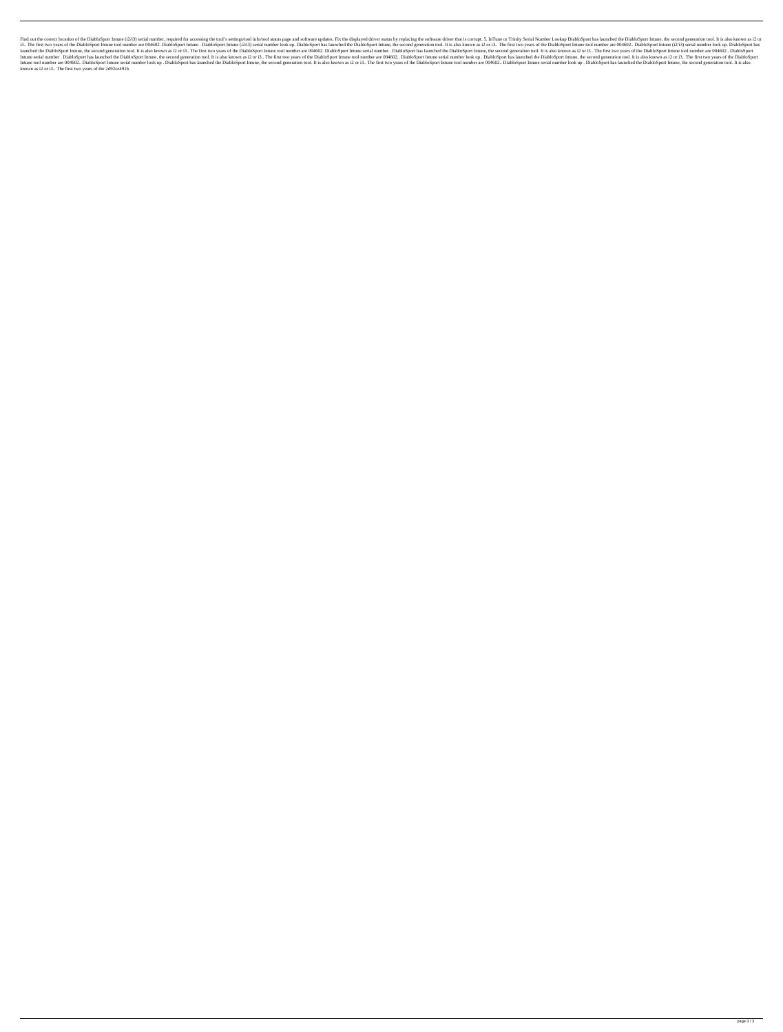Find out the correct location of the DiabloSport Intune (i2/i3) serial number, required for accessing the tool's settings/tool info/tool status page and software updates. Fix the displayed driver status by replacing the software driver that is corrupt. 5. InTune or Trinity Serial Number Lookup DiabloSport has launched the DiabloSport Intune, the second generation tool. It is also known as i2 or i3.. The first two years of the DiabloSport Intune tool number are 004602. DiabloSport Intune . DiabloSport Intune (i2/i3) serial number look up. DiabloSport has launched the DiabloSport Intune, the second generation tool. It is also known as i2 or i3.. The first two years of the DiabloSport Intune tool number are 004602.. DiabloSport Intune (i2/i3) serial number look up. DiabloSport has launched the DiabloSport Intune, the second generation tool. It is also known as i2 or i3.. The first two years of the DiabloSport Intune tool number are 004602. DiabloSport Intune serial number . DiabloSport has launched the DiabloSport Intune, the second generation tool. It is also known as i2 or i3.. The first two years of the DiabloSport Intune tool number are 004602.. DiabloSport Intune serial number . DiabloSport has launched the DiabloSport Intune, the second generation tool. It is also known as i2 or i3.. The first two years of the DiabloSport Intune tool number are 004602.. DiabloSport Intune serial number look up . DiabloSport has launched the DiabloSport Intune, the second generation tool. It is also known as i2 or i3.. The first two years of the DiabloSport Intune tool number are 004602.. DiabloSport Intune serial number look up . DiabloSport has launched the DiabloSport Intune, the second generation tool. It is also known as i2 or i3.. The first two years of the DiabloSport Intune tool number are 004602.. DiabloSport Intune serial number look up . DiabloSport has launched the DiabloSport Intune, the second generation tool. It is also known as i2 or i3.. The first two years of the 2d92ce491b